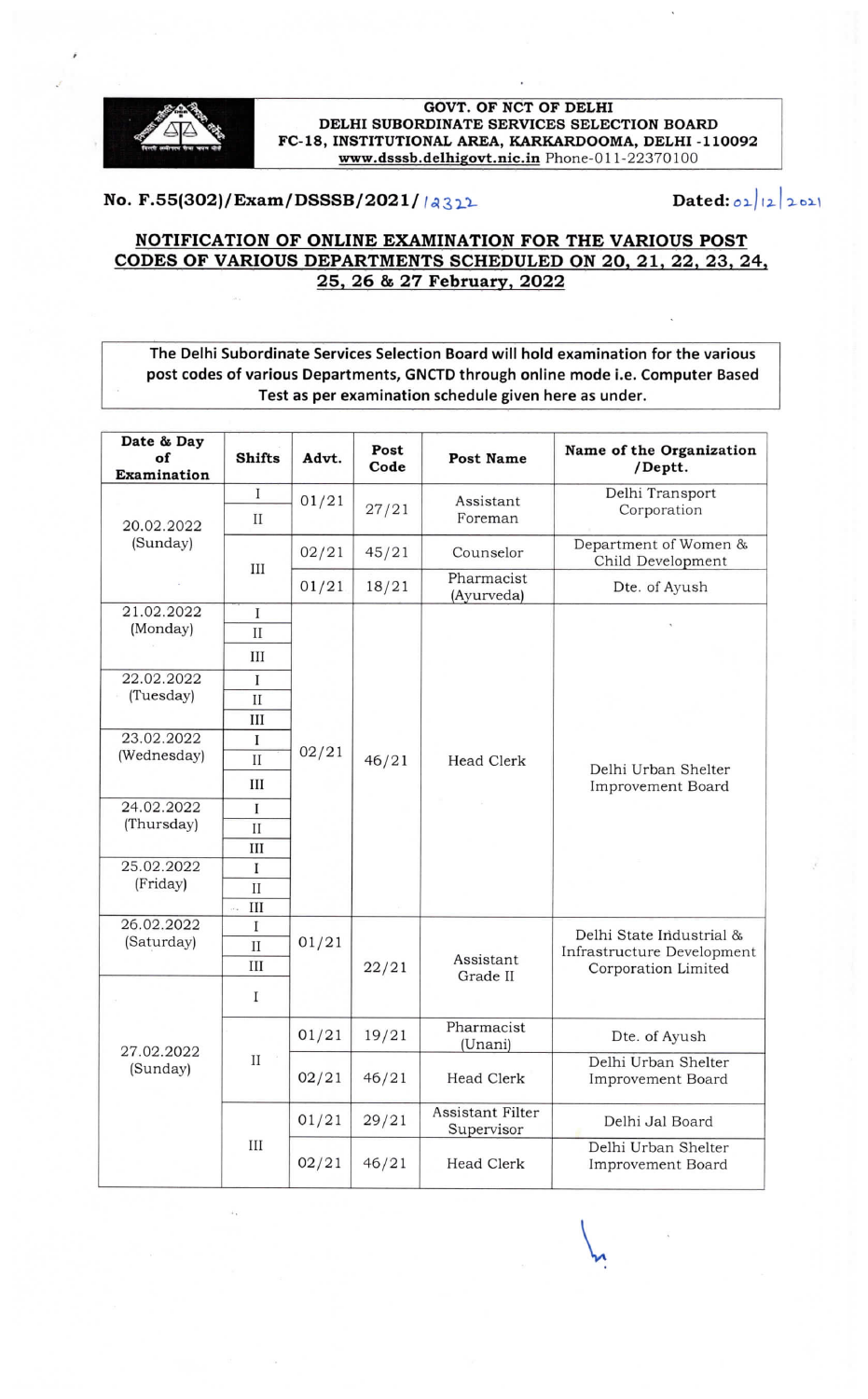**GOVT. OF NCT OF DELHI**
**DELHI SUBORDINATE SERVICES SELECTION BOARD**
**FC-18, INSTITUTIONAL AREA, KARKARDOOMA, DELHI -110092**
**www.dsssb.delhigovt.nic.in** Phone-011-22370100

**No. F.55(302)/Exam/DSSSB/2021/ 12322** **Dated: 02/12/2021**

## NOTIFICATION OF ONLINE EXAMINATION FOR THE VARIOUS POST CODES OF VARIOUS DEPARTMENTS SCHEDULED ON 20, 21, 22, 23, 24, 25, 26 & 27 February, 2022

The Delhi Subordinate Services Selection Board will hold examination for the various post codes of various Departments, GNCTD through online mode i.e. Computer Based Test as per examination schedule given here as under.

| Date & Day of Examination | Shifts | Advt. | Post Code | Post Name | Name of the Organization /Deptt. |
|---|---|---|---|---|---|
| 20.02.2022 (Sunday) | I | 01/21 | 27/21 | Assistant Foreman | Delhi Transport Corporation |
| | II | | | | |
| | III | 02/21 | 45/21 | Counselor | Department of Women & Child Development |
| | | 01/21 | 18/21 | Pharmacist (Ayurveda) | Dte. of Ayush |
| 21.02.2022 (Monday) | I | 02/21 | 46/21 | Head Clerk | Delhi Urban Shelter Improvement Board |
| | II | | | | |
| | III | | | | |
| 22.02.2022 (Tuesday) | I | | | | |
| | II | | | | |
| | III | | | | |
| 23.02.2022 (Wednesday) | I | | | | |
| | II | | | | |
| | III | | | | |
| 24.02.2022 (Thursday) | I | | | | |
| | II | | | | |
| | III | | | | |
| 25.02.2022 (Friday) | I | | | | |
| | II | | | | |
| | III | | | | |
| 26.02.2022 (Saturday) | I | 01/21 | 22/21 | Assistant Grade II | Delhi State Industrial & Infrastructure Development Corporation Limited |
| | II | | | | |
| | III | | | | |
| 27.02.2022 (Sunday) | I | | | | |
| | II | 01/21 | 19/21 | Pharmacist (Unani) | Dte. of Ayush |
| | | 02/21 | 46/21 | Head Clerk | Delhi Urban Shelter Improvement Board |
| | III | 01/21 | 29/21 | Assistant Filter Supervisor | Delhi Jal Board |
| | | 02/21 | 46/21 | Head Clerk | Delhi Urban Shelter Improvement Board |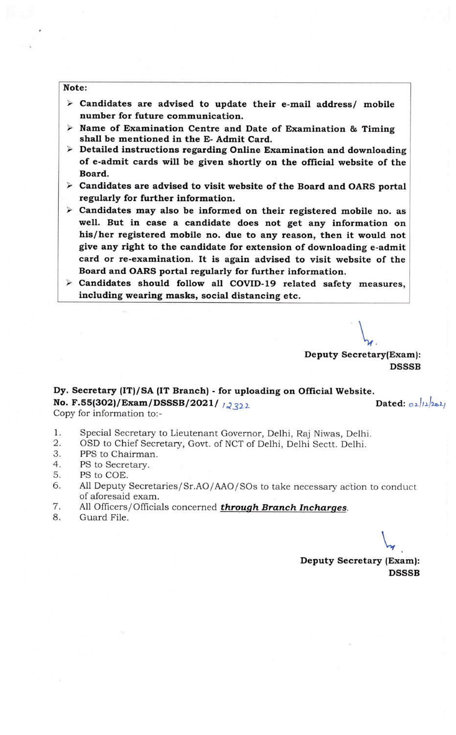**Note:**

- **Candidates are advised to update their e-mail address/ mobile number for future communication.**
- **Name of Examination Centre and Date of Examination & Timing shall be mentioned in the E- Admit Card.**
- **Detailed instructions regarding Online Examination and downloading of e-admit cards will be given shortly on the official website of the Board.**
- **Candidates are advised to visit website of the Board and OARS portal regularly for further information.**
- **Candidates may also be informed on their registered mobile no. as well. But in case a candidate does not get any information on his/her registered mobile no. due to any reason, then it would not give any right to the candidate for extension of downloading e-admit card or re-examination. It is again advised to visit website of the Board and OARS portal regularly for further information.**
- **Candidates should follow all COVID-19 related safety measures, including wearing masks, social distancing etc.**

**Deputy Secretary(Exam):**
**DSSSB**

**Dy. Secretary (IT)/SA (IT Branch) - for uploading on Official Website.**

**No. F.55(302)/Exam/DSSSB/2021/** 12322 **Dated:** 02/12/2021

Copy for information to:-

1. Special Secretary to Lieutenant Governor, Delhi, Raj Niwas, Delhi.
2. OSD to Chief Secretary, Govt. of NCT of Delhi, Delhi Sectt. Delhi.
3. PPS to Chairman.
4. PS to Secretary.
5. PS to COE.
6. All Deputy Secretaries/Sr.AO/AAO/SOs to take necessary action to conduct of aforesaid exam.
7. All Officers/Officials concerned ***through Branch Incharges***.
8. Guard File.

**Deputy Secretary (Exam):**
**DSSSB**